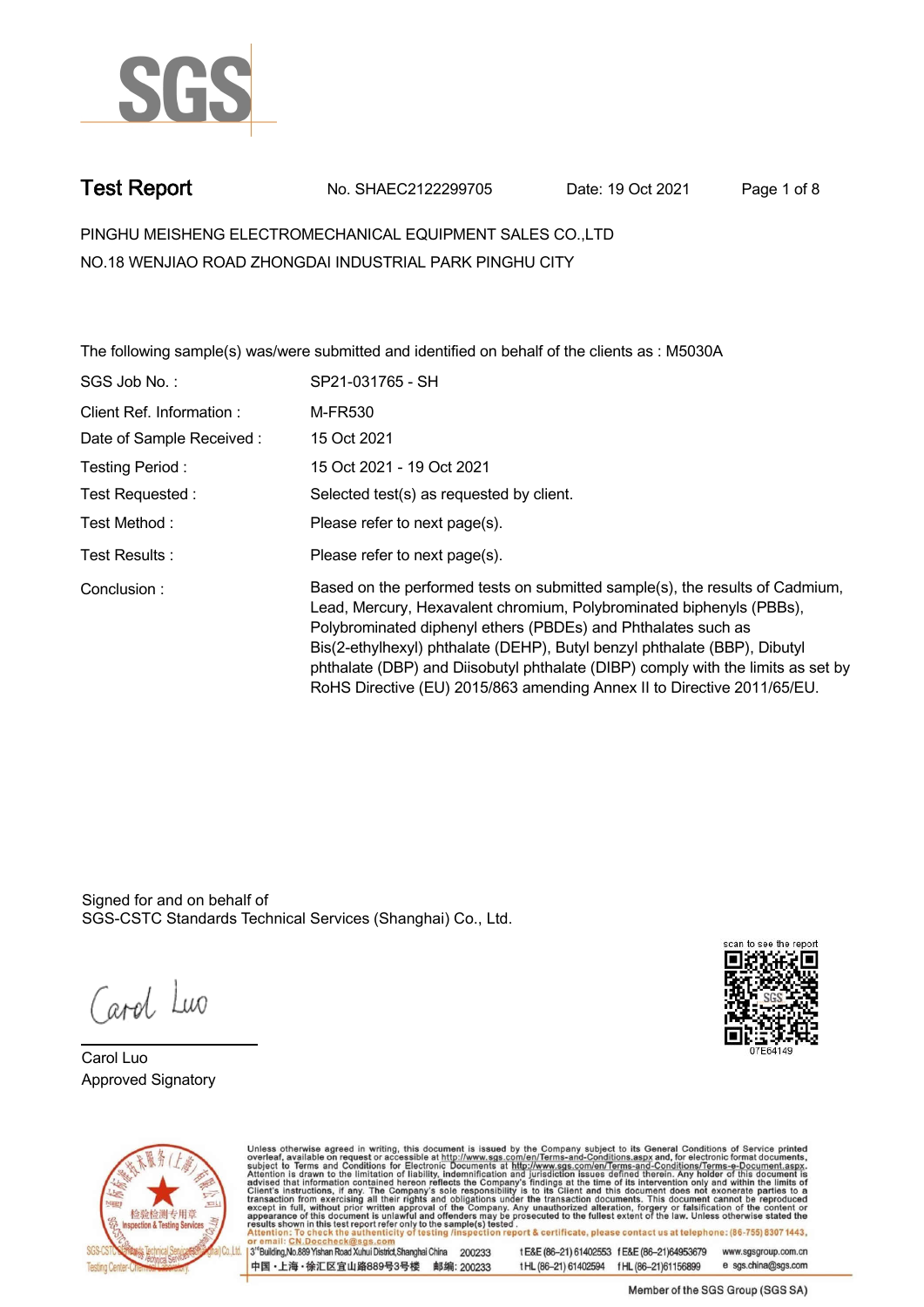# Test Report

No. SHAEC2122299705 Date: 19 Oct 2021

PINGHU MEISHENG ELECTROMECHANICAL EQUIPMENT SALES CO.,LTD
NO.18 WENJIAO ROAD ZHONGDAI INDUSTRIAL PARK PINGHU CITY

The following sample(s) was/were submitted and identified on behalf of the clients as : M5030A

| | |
|---|---|
| SGS Job No. : | SP21-031765 - SH |
| Client Ref. Information : | M-FR530 |
| Date of Sample Received : | 15 Oct 2021 |
| Testing Period : | 15 Oct 2021 - 19 Oct 2021 |
| Test Requested : | Selected test(s) as requested by client. |
| Test Method : | Please refer to next page(s). |
| Test Results : | Please refer to next page(s). |
| Conclusion : | Based on the performed tests on submitted sample(s), the results of Cadmium, Lead, Mercury, Hexavalent chromium, Polybrominated biphenyls (PBBs), Polybrominated diphenyl ethers (PBDEs) and Phthalates such as Bis(2-ethylhexyl) phthalate (DEHP), Butyl benzyl phthalate (BBP), Dibutyl phthalate (DBP) and Diisobutyl phthalate (DIBP) comply with the limits as set by RoHS Directive (EU) 2015/863 amending Annex II to Directive 2011/65/EU. |

Signed for and on behalf of
SGS-CSTC Standards Technical Services (Shanghai) Co., Ltd.

Carol Luo
Approved Signatory

scan to see the report
07E64149

Unless otherwise agreed in writing, this document is issued by the Company subject to its General Conditions of Service printed overleaf, available on request or accessible at http://www.sgs.com/en/Terms-and-Conditions.aspx and, for electronic format documents, subject to Terms and Conditions for Electronic Documents at http://www.sgs.com/en/Terms-and-Conditions/Terms-e-Document.aspx. Attention is drawn to the limitation of liability, indemnification and jurisdiction issues defined therein. Any holder of this document is advised that information contained hereon reflects the Company's findings at the time of its intervention only and within the limits of Client's instructions, if any. The Company's sole responsibility is to its Client and this document does not exonerate parties to a transaction from exercising all their rights and obligations under the transaction documents. This document cannot be reproduced except in full, without prior written approval of the Company. Any unauthorized alteration, forgery or falsification of the content or appearance of this document is unlawful and offenders may be prosecuted to the fullest extent of the law. Unless otherwise stated the results shown in this test report refer only to the sample(s) tested.
Attention: To check the authenticity of testing /inspection report & certificate, please contact us at telephone: (86-755) 8307 1443, or email: CN.Doccheck@sgs.com

3rd Building,No.889 Yishan Road Xuhui District,Shanghai China 200233 t E&E (86–21) 61402553 f E&E (86–21)64953679 www.sgsgroup.com.cn
中国・上海・徐汇区宜山路889号3号楼 邮编: 200233 t HL (86–21) 61402594 f HL (86–21)61156899 e sgs.china@sgs.com

Member of the SGS Group (SGS SA)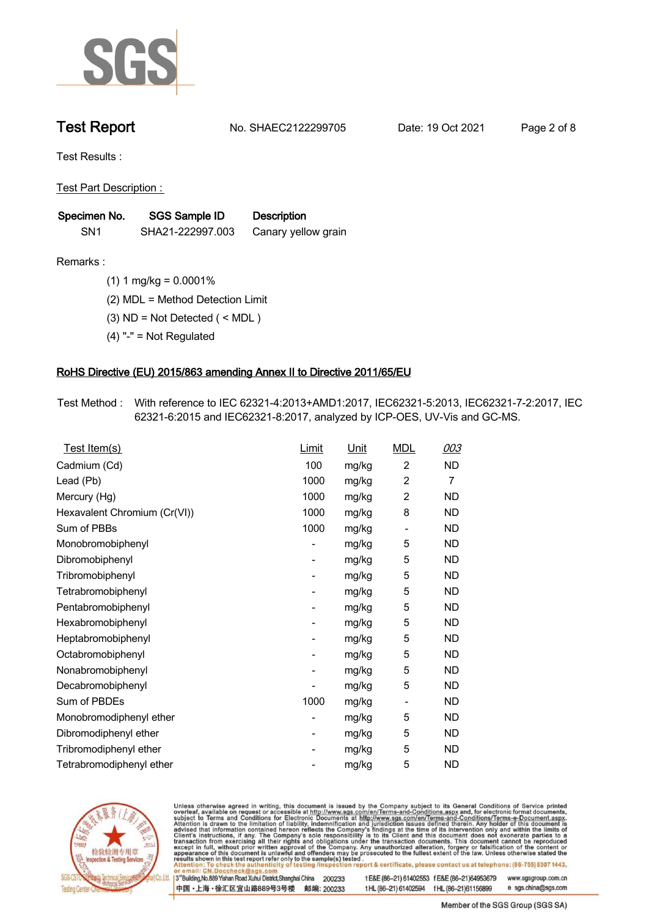# Test Report

No. SHAEC2122299705 Date: 19 Oct 2021

Test Results :

Test Part Description :

| Specimen No. | SGS Sample ID | Description |
|---|---|---|
| SN1 | SHA21-222997.003 | Canary yellow grain |

Remarks :

(1) 1 mg/kg = 0.0001%

(2) MDL = Method Detection Limit

(3) ND = Not Detected ( < MDL )

(4) "-" = Not Regulated

## RoHS Directive (EU) 2015/863 amending Annex II to Directive 2011/65/EU

Test Method : With reference to IEC 62321-4:2013+AMD1:2017, IEC62321-5:2013, IEC62321-7-2:2017, IEC 62321-6:2015 and IEC62321-8:2017, analyzed by ICP-OES, UV-Vis and GC-MS.

| Test Item(s) | Limit | Unit | MDL | 003 |
|---|---|---|---|---|
| Cadmium (Cd) | 100 | mg/kg | 2 | ND |
| Lead (Pb) | 1000 | mg/kg | 2 | 7 |
| Mercury (Hg) | 1000 | mg/kg | 2 | ND |
| Hexavalent Chromium (Cr(VI)) | 1000 | mg/kg | 8 | ND |
| Sum of PBBs | 1000 | mg/kg | - | ND |
| Monobromobiphenyl | - | mg/kg | 5 | ND |
| Dibromobiphenyl | - | mg/kg | 5 | ND |
| Tribromobiphenyl | - | mg/kg | 5 | ND |
| Tetrabromobiphenyl | - | mg/kg | 5 | ND |
| Pentabromobiphenyl | - | mg/kg | 5 | ND |
| Hexabromobiphenyl | - | mg/kg | 5 | ND |
| Heptabromobiphenyl | - | mg/kg | 5 | ND |
| Octabromobiphenyl | - | mg/kg | 5 | ND |
| Nonabromobiphenyl | - | mg/kg | 5 | ND |
| Decabromobiphenyl | - | mg/kg | 5 | ND |
| Sum of PBDEs | 1000 | mg/kg | - | ND |
| Monobromodiphenyl ether | - | mg/kg | 5 | ND |
| Dibromodiphenyl ether | - | mg/kg | 5 | ND |
| Tribromodiphenyl ether | - | mg/kg | 5 | ND |
| Tetrabromodiphenyl ether | - | mg/kg | 5 | ND |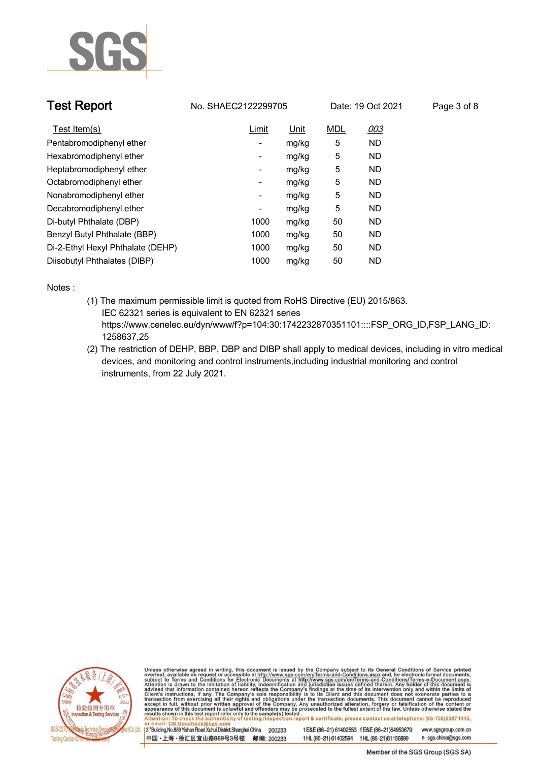| Test Item(s) | Limit | Unit | MDL | 003 |
|---|---|---|---|---|
| Pentabromodiphenyl ether | - | mg/kg | 5 | ND |
| Hexabromodiphenyl ether | - | mg/kg | 5 | ND |
| Heptabromodiphenyl ether | - | mg/kg | 5 | ND |
| Octabromodiphenyl ether | - | mg/kg | 5 | ND |
| Nonabromodiphenyl ether | - | mg/kg | 5 | ND |
| Decabromodiphenyl ether | - | mg/kg | 5 | ND |
| Di-butyl Phthalate (DBP) | 1000 | mg/kg | 50 | ND |
| Benzyl Butyl Phthalate (BBP) | 1000 | mg/kg | 50 | ND |
| Di-2-Ethyl Hexyl Phthalate (DEHP) | 1000 | mg/kg | 50 | ND |
| Diisobutyl Phthalates (DIBP) | 1000 | mg/kg | 50 | ND |

Notes :

(1) The maximum permissible limit is quoted from RoHS Directive (EU) 2015/863.
IEC 62321 series is equivalent to EN 62321 series
https://www.cenelec.eu/dyn/www/f?p=104:30:1742232870351101::::FSP_ORG_ID,FSP_LANG_ID:1258637,25

(2) The restriction of DEHP, BBP, DBP and DIBP shall apply to medical devices, including in vitro medical devices, and monitoring and control instruments,including industrial monitoring and control instruments, from 22 July 2021.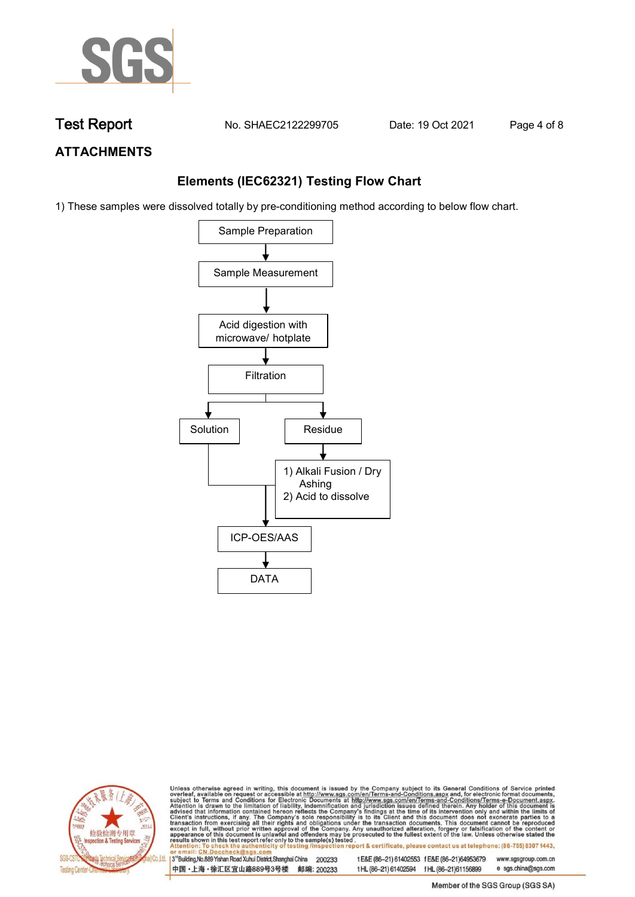## ATTACHMENTS

### Elements (IEC62321) Testing Flow Chart

1) These samples were dissolved totally by pre-conditioning method according to below flow chart.

Sample Preparation
↓
Sample Measurement
↓
Acid digestion with microwave/ hotplate
↓
Filtration
↓
Solution | Residue

Residue → 1) Alkali Fusion / Dry Ashing 2) Acid to dissolve

Solution + (Alkali Fusion / Dry Ashing, Acid to dissolve)
↓
ICP-OES/AAS
↓
DATA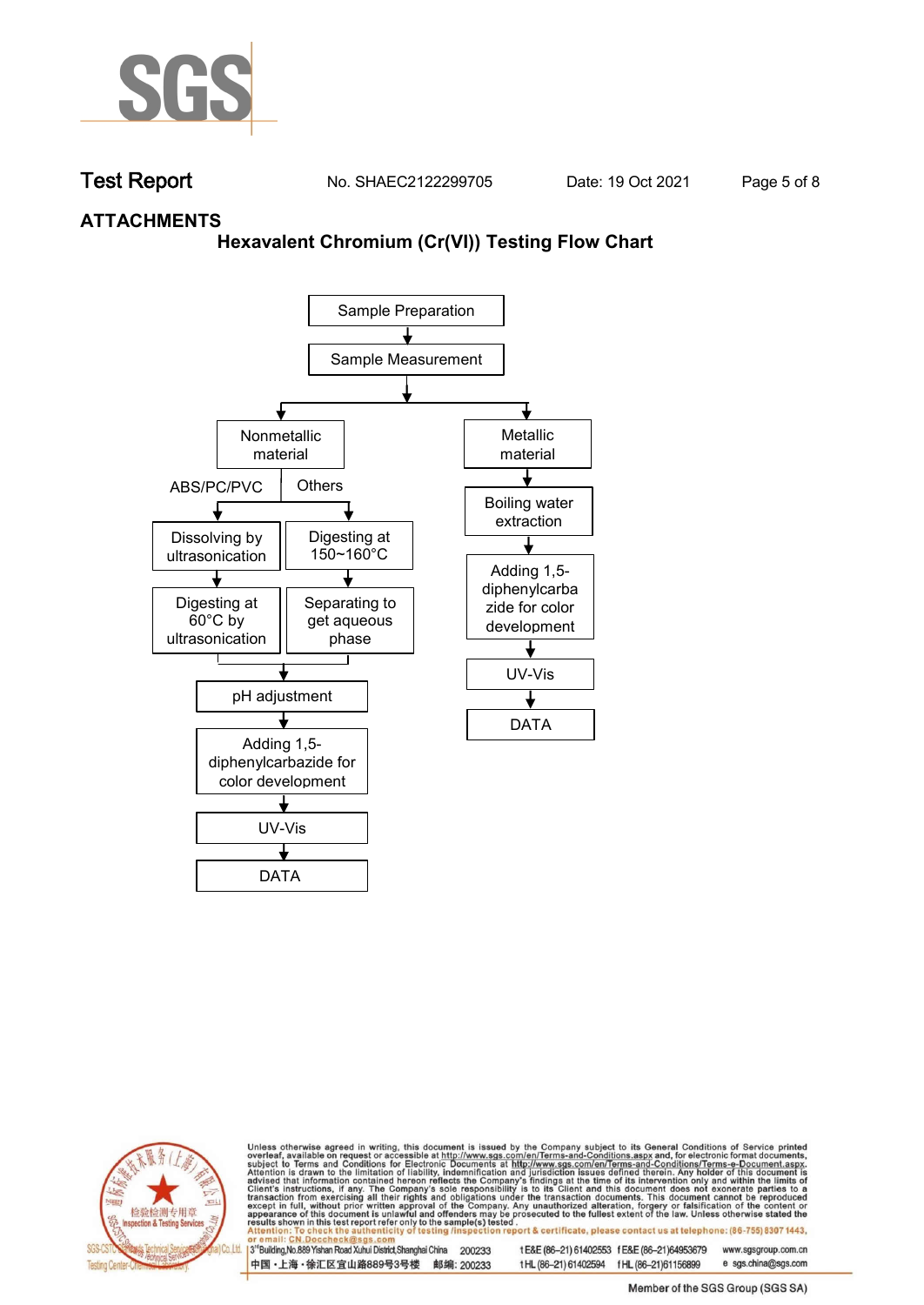# Test Report

No. SHAEC2122299705 Date: 19 Oct 2021

## ATTACHMENTS

### Hexavalent Chromium (Cr(VI)) Testing Flow Chart

- Sample Preparation
- ↓
- Sample Measurement
- ↓
  - **Nonmetallic material**
    - ABS/PC/PVC
      - Dissolving by ultrasonication
      - ↓
      - Digesting at 60°C by ultrasonication
    - Others
      - Digesting at 150~160°C
      - ↓
      - Separating to get aqueous phase
    - ↓
    - pH adjustment
    - ↓
    - Adding 1,5-diphenylcarbazide for color development
    - ↓
    - UV-Vis
    - ↓
    - DATA
  - **Metallic material**
    - ↓
    - Boiling water extraction
    - ↓
    - Adding 1,5-diphenylcarbazide for color development
    - ↓
    - UV-Vis
    - ↓
    - DATA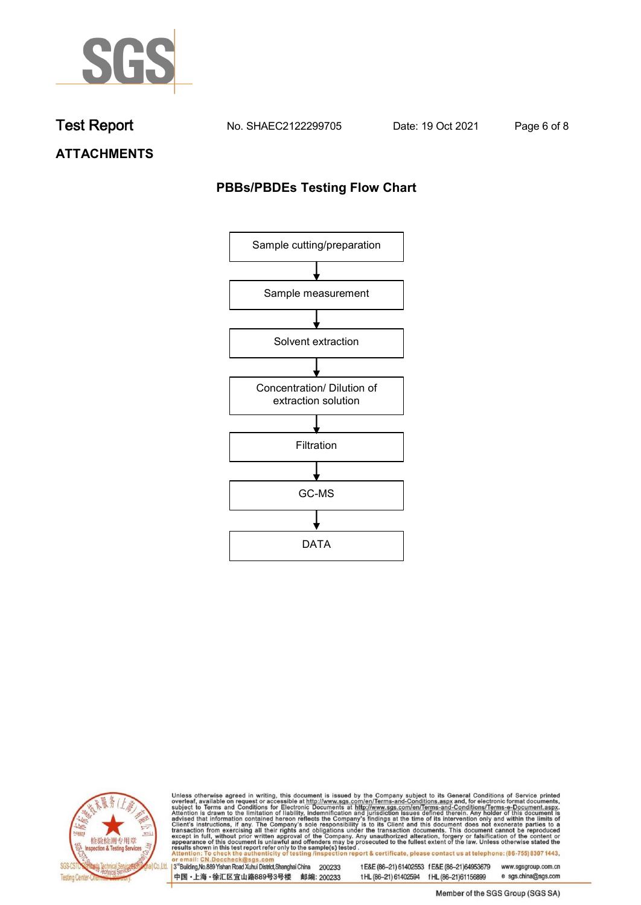# Test Report

No. SHAEC2122299705 Date: 19 Oct 2021

## ATTACHMENTS

### PBBs/PBDEs Testing Flow Chart

Sample cutting/preparation

↓

Sample measurement

↓

Solvent extraction

↓

Concentration/ Dilution of extraction solution

↓

Filtration

↓

GC-MS

↓

DATA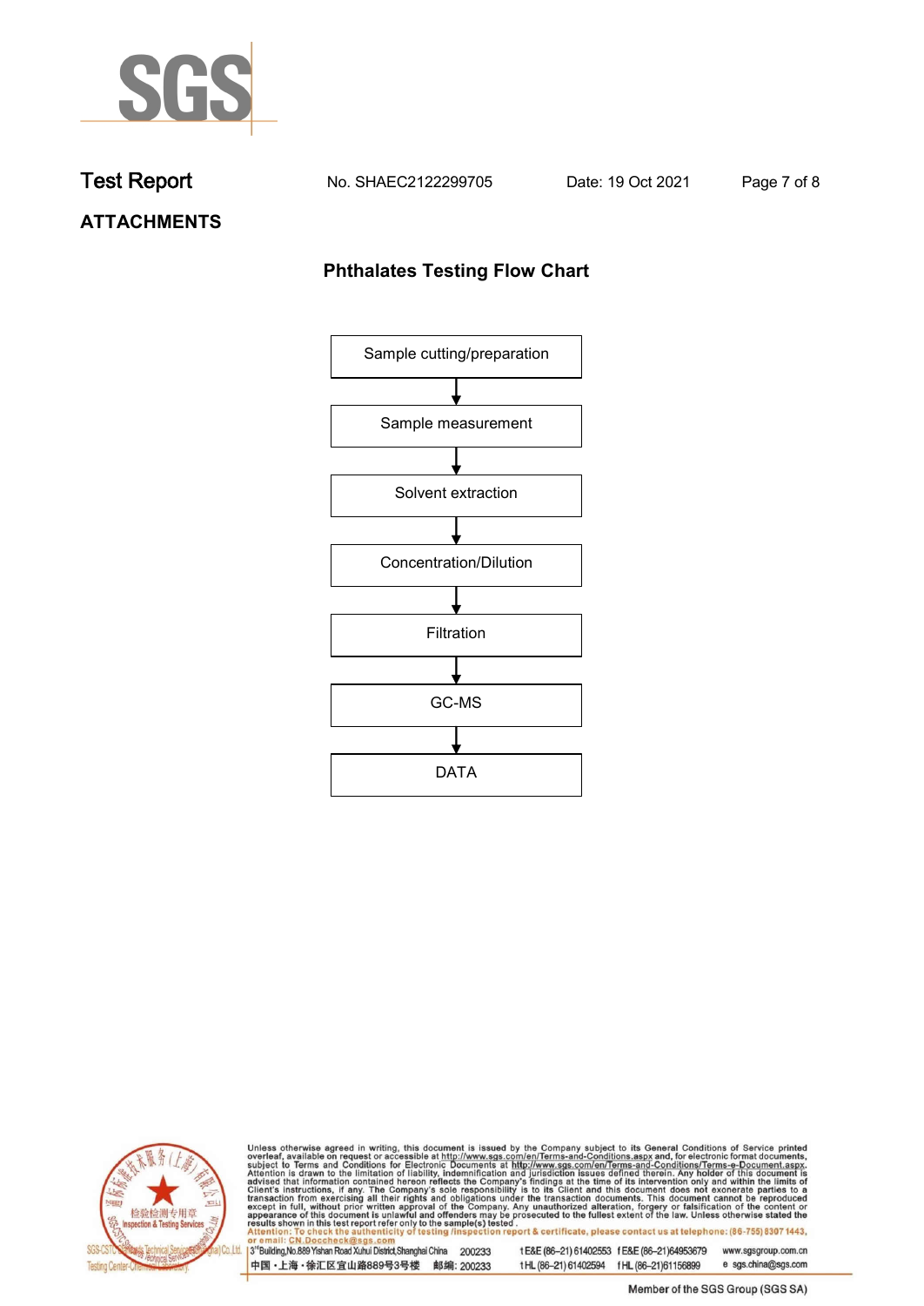## ATTACHMENTS

### Phthalates Testing Flow Chart

Sample cutting/preparation

↓

Sample measurement

↓

Solvent extraction

↓

Concentration/Dilution

↓

Filtration

↓

GC-MS

↓

DATA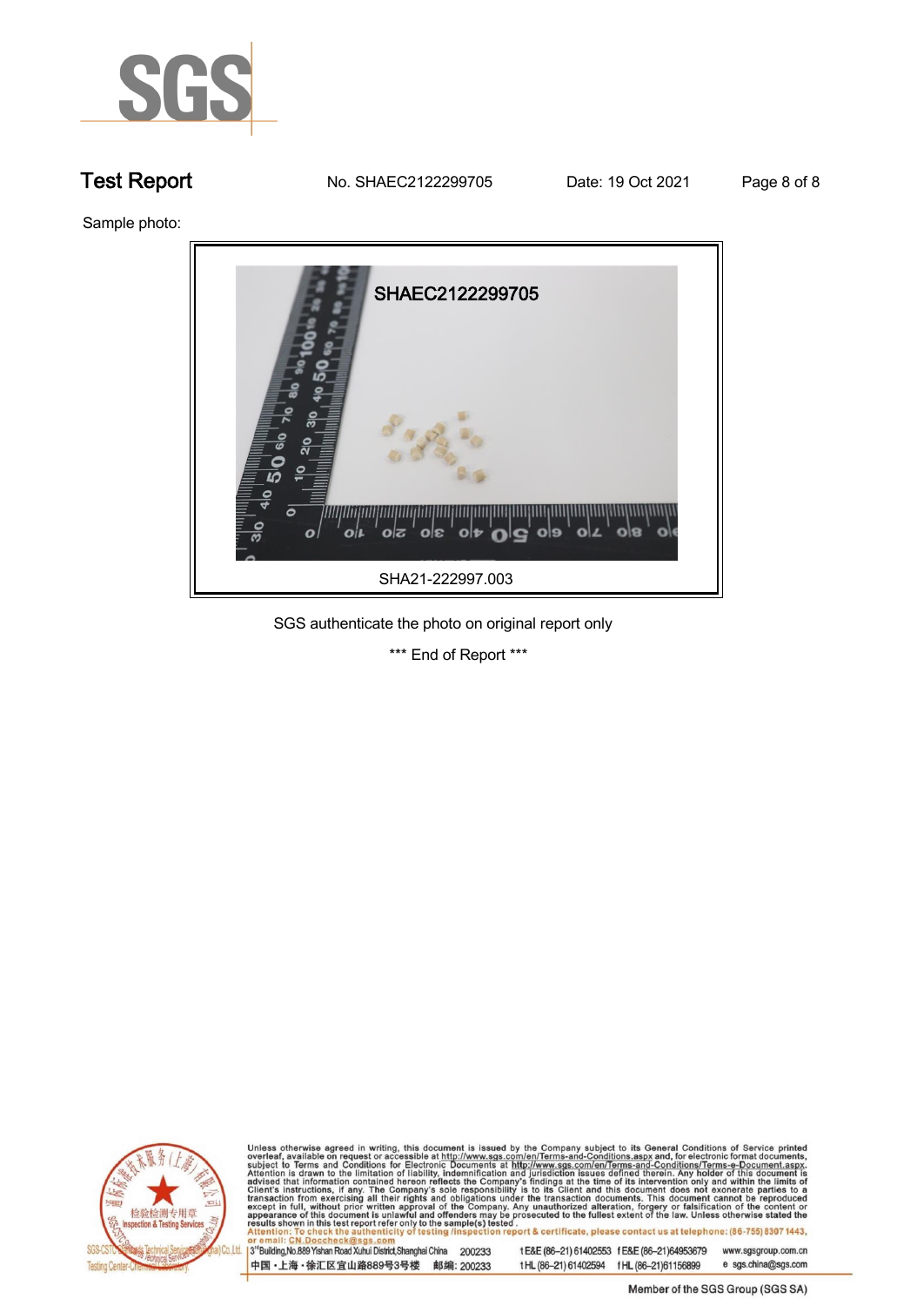Sample photo:

SHAEC2122299705

SHA21-222997.003

SGS authenticate the photo on original report only

\*\*\* End of Report \*\*\*